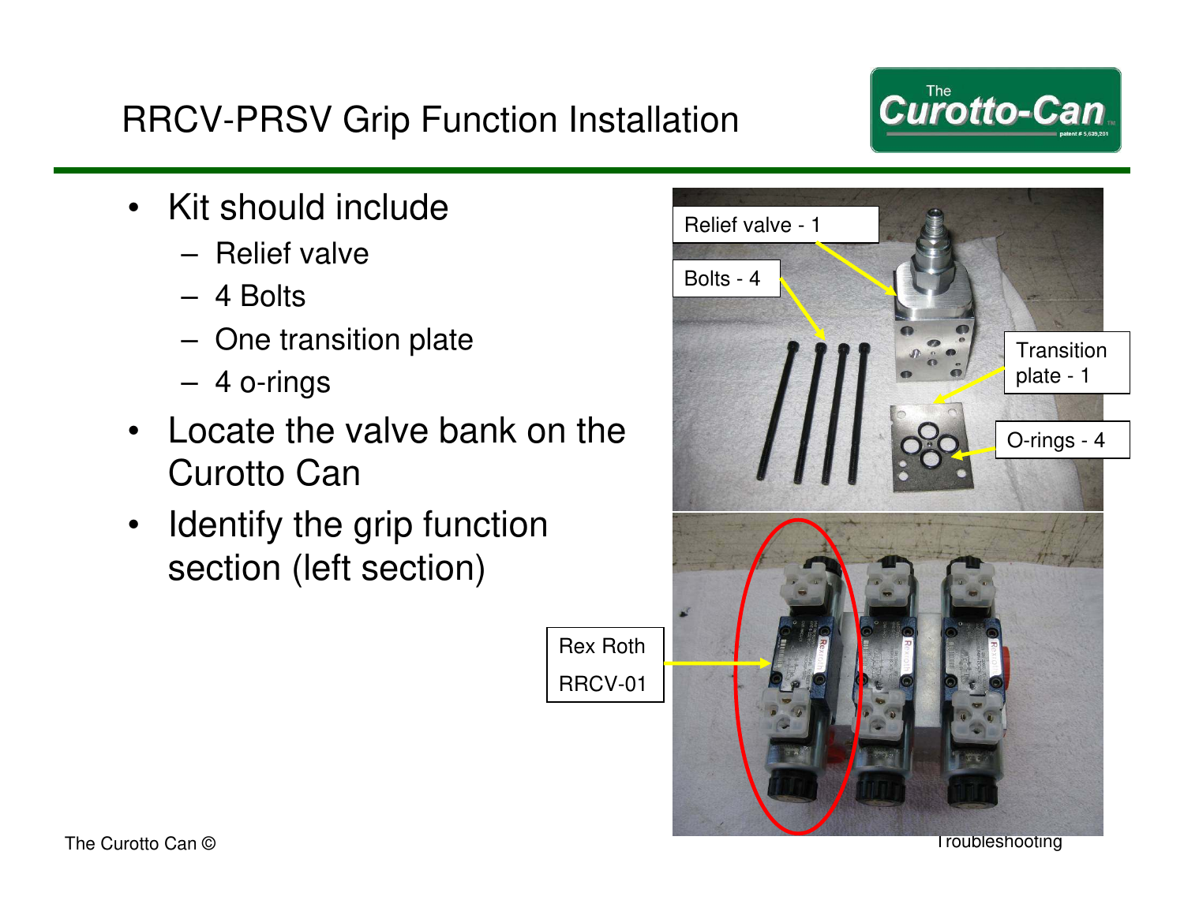# RRCV-PRSV Grip Function Installation

- Kit should include
  - Relief valve
  - 4 Bolts
  - One transition plate
  - 4 o-rings
- Locate the valve bank on the Curotto Can
- Identify the grip function section (left section)

Relief valve - 1

Bolts - 4

Transition plate - 1

O-rings - 4

Rex Roth RRCV-01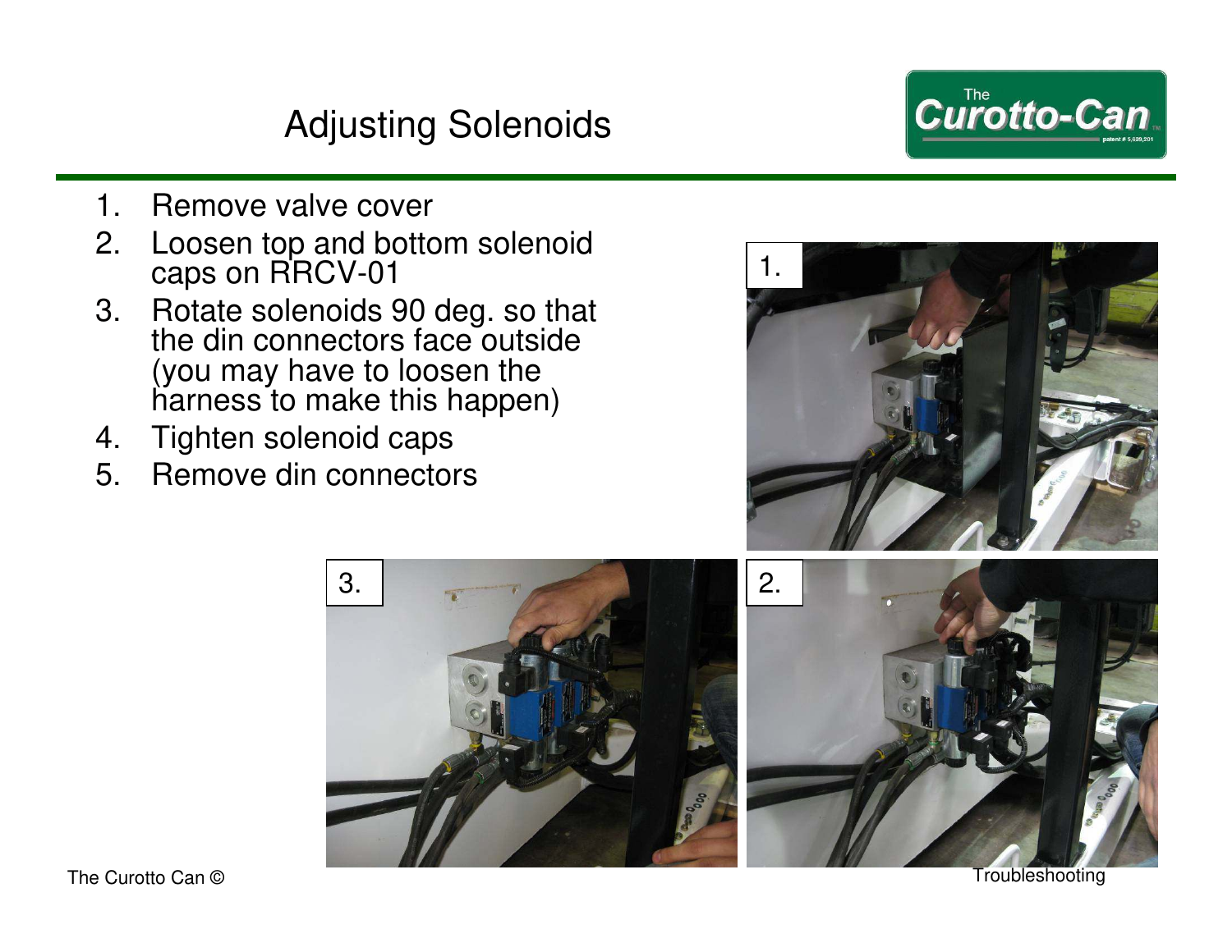# Adjusting Solenoids

1. Remove valve cover
2. Loosen top and bottom solenoid caps on RRCV-01
3. Rotate solenoids 90 deg. so that the din connectors face outside (you may have to loosen the harness to make this happen)
4. Tighten solenoid caps
5. Remove din connectors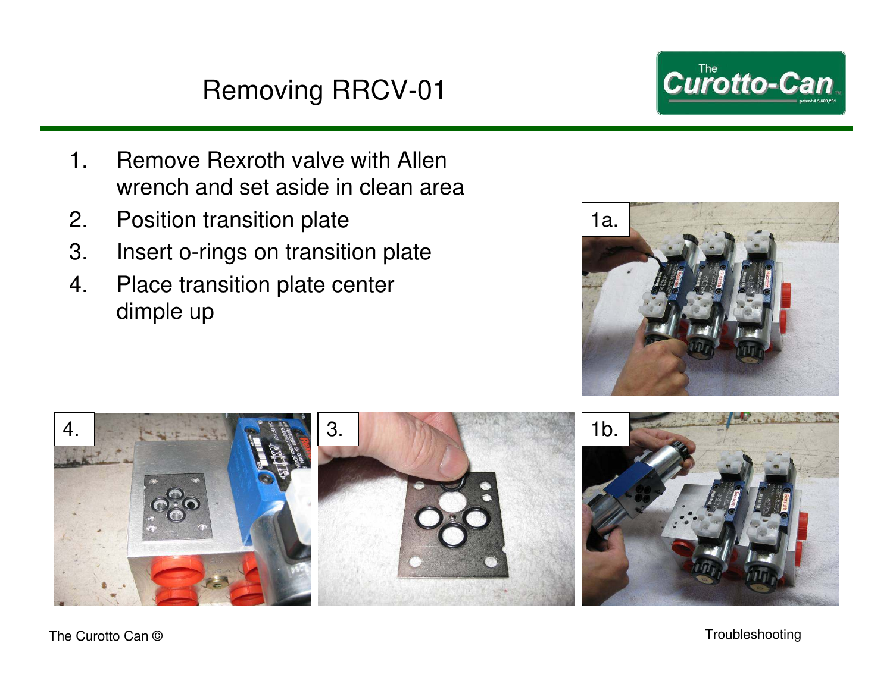# Removing RRCV-01

1. Remove Rexroth valve with Allen wrench and set aside in clean area
2. Position transition plate
3. Insert o-rings on transition plate
4. Place transition plate center dimple up

1a.

4.

3.

1b.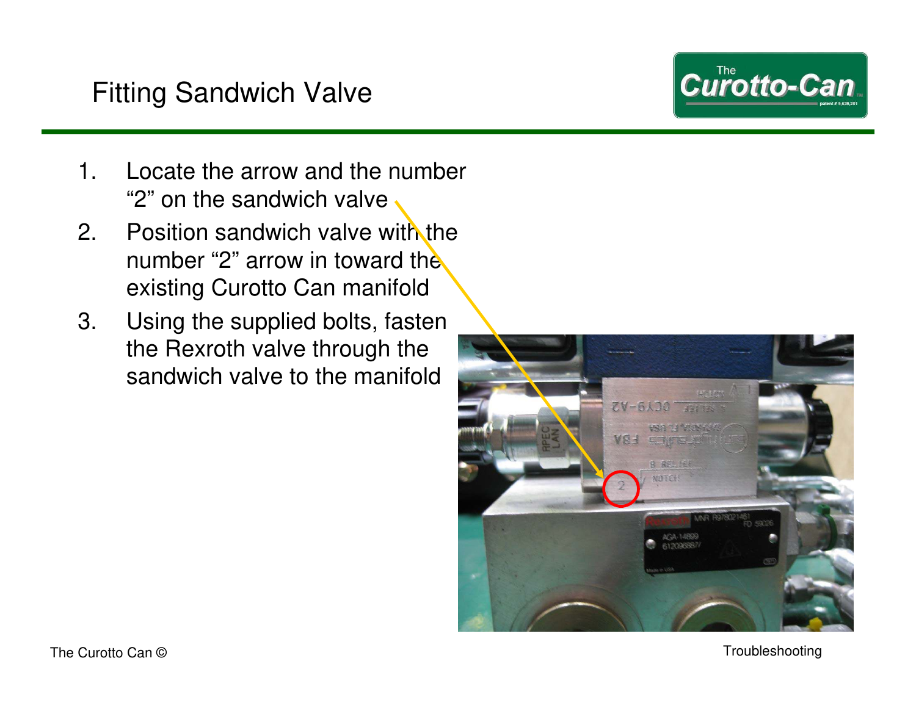# Fitting Sandwich Valve

1. Locate the arrow and the number "2" on the sandwich valve
2. Position sandwich valve with the number "2" arrow in toward the existing Curotto Can manifold
3. Using the supplied bolts, fasten the Rexroth valve through the sandwich valve to the manifold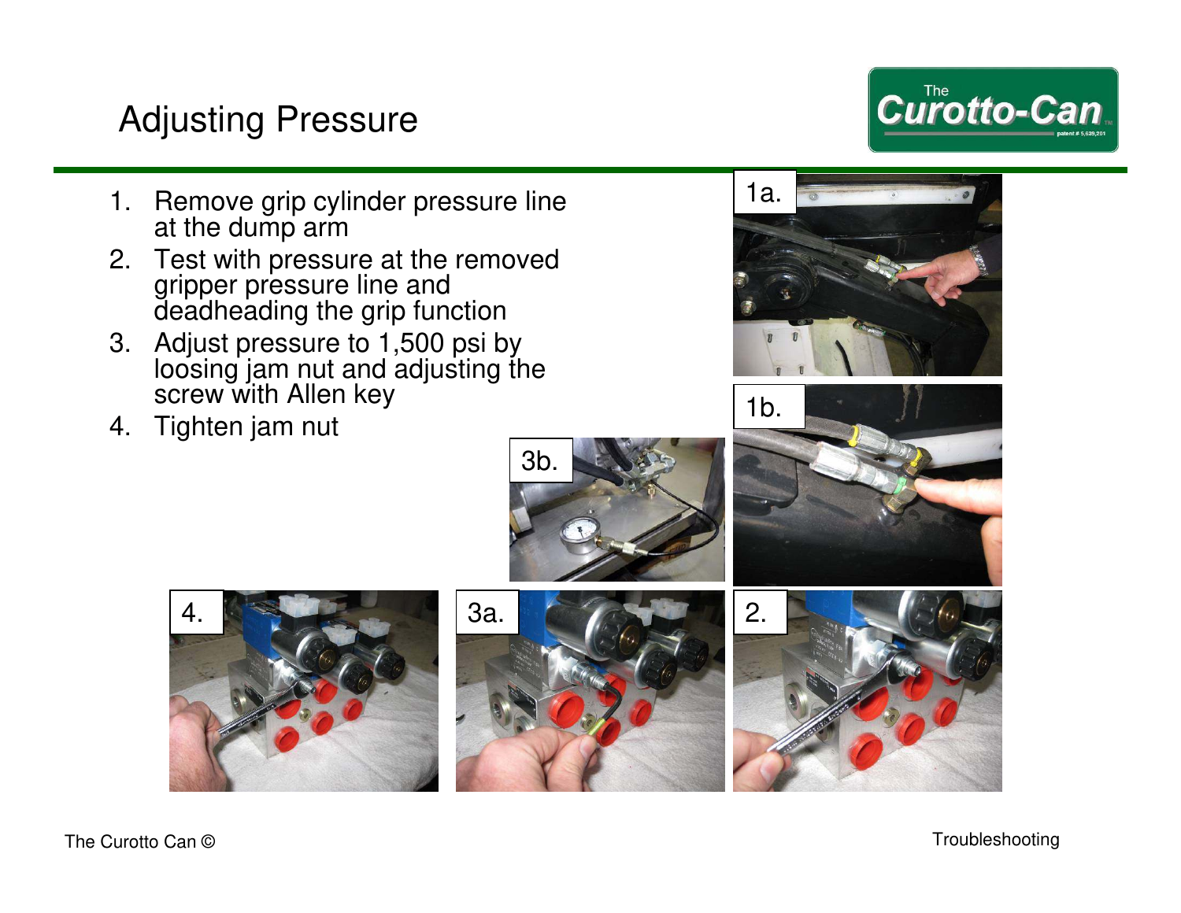# Adjusting Pressure

1. Remove grip cylinder pressure line at the dump arm
2. Test with pressure at the removed gripper pressure line and deadheading the grip function
3. Adjust pressure to 1,500 psi by loosing jam nut and adjusting the screw with Allen key
4. Tighten jam nut

1a.

1b.

3b.

4.

3a.

2.